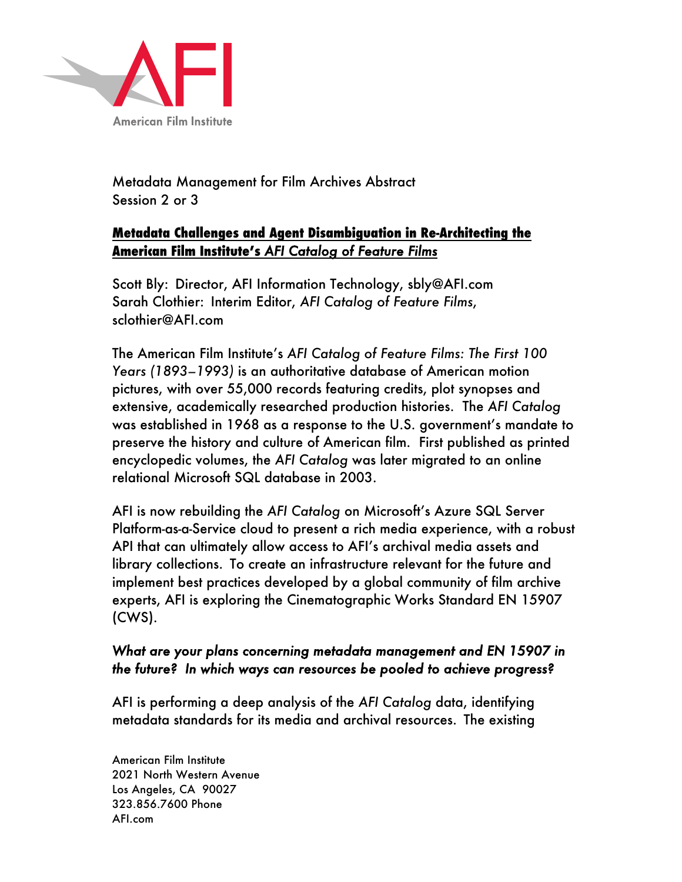American Film Institute

Metadata Management for Film Archives Abstract
Session 2 or 3

## **Metadata Challenges and Agent Disambiguation in Re-Architecting the American Film Institute's *AFI Catalog of Feature Films***

Scott Bly: Director, AFI Information Technology, sbly@AFI.com
Sarah Clothier: Interim Editor, *AFI Catalog of Feature Films*, sclothier@AFI.com

The American Film Institute's *AFI Catalog of Feature Films: The First 100 Years (1893–1993)* is an authoritative database of American motion pictures, with over 55,000 records featuring credits, plot synopses and extensive, academically researched production histories. The *AFI Catalog* was established in 1968 as a response to the U.S. government's mandate to preserve the history and culture of American film. First published as printed encyclopedic volumes, the *AFI Catalog* was later migrated to an online relational Microsoft SQL database in 2003.

AFI is now rebuilding the *AFI Catalog* on Microsoft's Azure SQL Server Platform-as-a-Service cloud to present a rich media experience, with a robust API that can ultimately allow access to AFI's archival media assets and library collections. To create an infrastructure relevant for the future and implement best practices developed by a global community of film archive experts, AFI is exploring the Cinematographic Works Standard EN 15907 (CWS).

*What are your plans concerning metadata management and EN 15907 in the future? In which ways can resources be pooled to achieve progress?*

AFI is performing a deep analysis of the *AFI Catalog* data, identifying metadata standards for its media and archival resources. The existing

American Film Institute
2021 North Western Avenue
Los Angeles, CA 90027
323.856.7600 Phone
AFI.com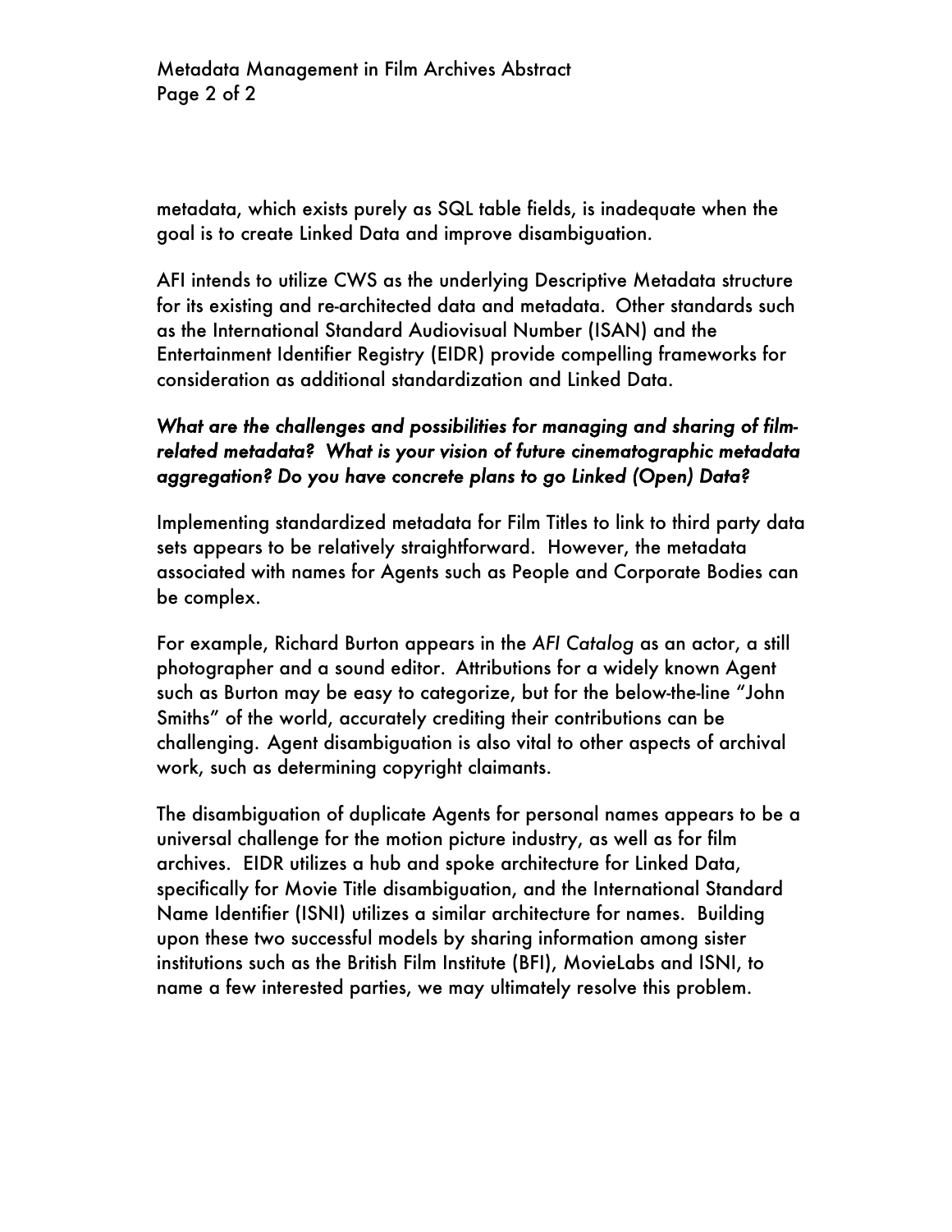metadata, which exists purely as SQL table fields, is inadequate when the goal is to create Linked Data and improve disambiguation.

AFI intends to utilize CWS as the underlying Descriptive Metadata structure for its existing and re-architected data and metadata. Other standards such as the International Standard Audiovisual Number (ISAN) and the Entertainment Identifier Registry (EIDR) provide compelling frameworks for consideration as additional standardization and Linked Data.

***What are the challenges and possibilities for managing and sharing of film-related metadata? What is your vision of future cinematographic metadata aggregation? Do you have concrete plans to go Linked (Open) Data?***

Implementing standardized metadata for Film Titles to link to third party data sets appears to be relatively straightforward. However, the metadata associated with names for Agents such as People and Corporate Bodies can be complex.

For example, Richard Burton appears in the *AFI Catalog* as an actor, a still photographer and a sound editor. Attributions for a widely known Agent such as Burton may be easy to categorize, but for the below-the-line "John Smiths" of the world, accurately crediting their contributions can be challenging. Agent disambiguation is also vital to other aspects of archival work, such as determining copyright claimants.

The disambiguation of duplicate Agents for personal names appears to be a universal challenge for the motion picture industry, as well as for film archives. EIDR utilizes a hub and spoke architecture for Linked Data, specifically for Movie Title disambiguation, and the International Standard Name Identifier (ISNI) utilizes a similar architecture for names. Building upon these two successful models by sharing information among sister institutions such as the British Film Institute (BFI), MovieLabs and ISNI, to name a few interested parties, we may ultimately resolve this problem.